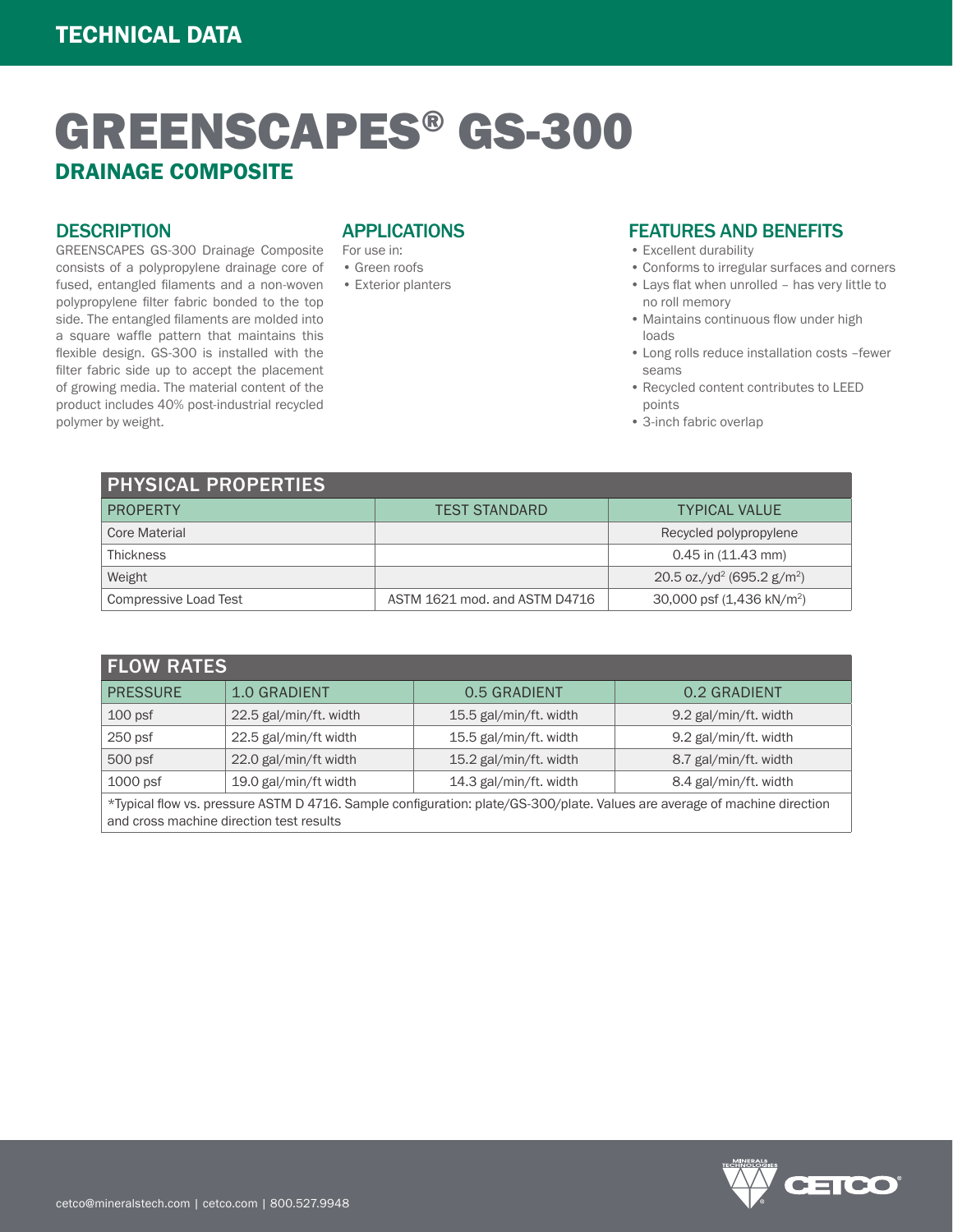TECHNICAL DATA

# GREENSCAPES® GS-300

## DRAINAGE COMPOSITE

### DESCRIPTION

GREENSCAPES GS-300 Drainage Composite consists of a polypropylene drainage core of fused, entangled filaments and a non-woven polypropylene filter fabric bonded to the top side. The entangled filaments are molded into a square waffle pattern that maintains this flexible design. GS-300 is installed with the filter fabric side up to accept the placement of growing media. The material content of the product includes 40% post-industrial recycled polymer by weight.

### APPLICATIONS

For use in:

- Green roofs
- Exterior planters

### FEATURES AND BENEFITS

- Excellent durability
- Conforms to irregular surfaces and corners
- Lays flat when unrolled – has very little to no roll memory
- Maintains continuous flow under high loads
- Long rolls reduce installation costs –fewer seams
- Recycled content contributes to LEED points
- 3-inch fabric overlap

### PHYSICAL PROPERTIES

| PROPERTY | TEST STANDARD | TYPICAL VALUE |
|---|---|---|
| Core Material | | Recycled polypropylene |
| Thickness | | 0.45 in (11.43 mm) |
| Weight | | 20.5 oz./yd$^2$ (695.2 g/m$^2$) |
| Compressive Load Test | ASTM 1621 mod. and ASTM D4716 | 30,000 psf (1,436 kN/m$^2$) |

### FLOW RATES

| PRESSURE | 1.0 GRADIENT | 0.5 GRADIENT | 0.2 GRADIENT |
|---|---|---|---|
| 100 psf | 22.5 gal/min/ft. width | 15.5 gal/min/ft. width | 9.2 gal/min/ft. width |
| 250 psf | 22.5 gal/min/ft width | 15.5 gal/min/ft. width | 9.2 gal/min/ft. width |
| 500 psf | 22.0 gal/min/ft width | 15.2 gal/min/ft. width | 8.7 gal/min/ft. width |
| 1000 psf | 19.0 gal/min/ft width | 14.3 gal/min/ft. width | 8.4 gal/min/ft. width |

*Typical flow vs. pressure ASTM D 4716. Sample configuration: plate/GS-300/plate. Values are average of machine direction and cross machine direction test results

cetco@mineralstech.com | cetco.com | 800.527.9948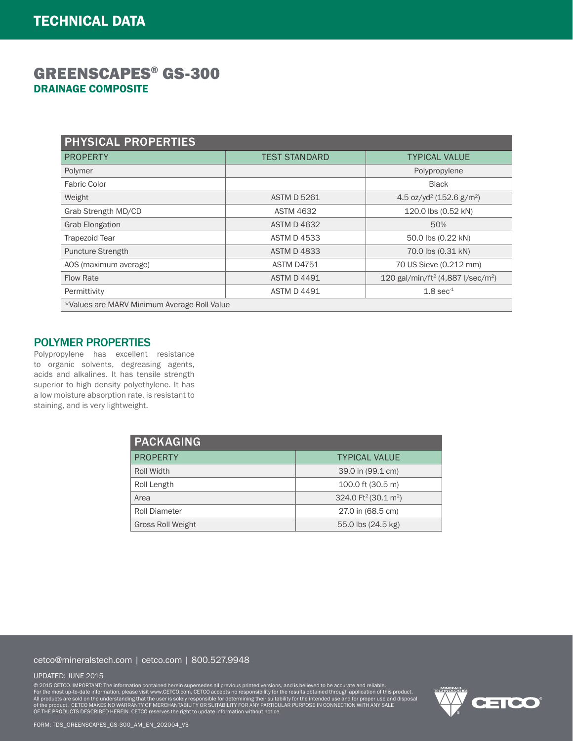# TECHNICAL DATA

## GREENSCAPES® GS-300

### DRAINAGE COMPOSITE

| PHYSICAL PROPERTIES | | |
|---|---|---|
| PROPERTY | TEST STANDARD | TYPICAL VALUE |
| Polymer | | Polypropylene |
| Fabric Color | | Black |
| Weight | ASTM D 5261 | 4.5 $oz/yd^2$ (152.6 $g/m^2$) |
| Grab Strength MD/CD | ASTM 4632 | 120.0 lbs (0.52 kN) |
| Grab Elongation | ASTM D 4632 | 50% |
| Trapezoid Tear | ASTM D 4533 | 50.0 lbs (0.22 kN) |
| Puncture Strength | ASTM D 4833 | 70.0 lbs (0.31 kN) |
| AOS (maximum average) | ASTM D4751 | 70 US Sieve (0.212 mm) |
| Flow Rate | ASTM D 4491 | 120 $gal/min/ft^2$ (4,887 $l/sec/m^2$) |
| Permittivity | ASTM D 4491 | 1.8 $sec^{-1}$ |
| *Values are MARV Minimum Average Roll Value | | |

### POLYMER PROPERTIES

Polypropylene has excellent resistance to organic solvents, degreasing agents, acids and alkalines. It has tensile strength superior to high density polyethylene. It has a low moisture absorption rate, is resistant to staining, and is very lightweight.

| PACKAGING | |
|---|---|
| PROPERTY | TYPICAL VALUE |
| Roll Width | 39.0 in (99.1 cm) |
| Roll Length | 100.0 ft (30.5 m) |
| Area | 324.0 $Ft^2$ (30.1 $m^2$) |
| Roll Diameter | 27.0 in (68.5 cm) |
| Gross Roll Weight | 55.0 lbs (24.5 kg) |

cetco@mineralstech.com | cetco.com | 800.527.9948

UPDATED: JUNE 2015

© 2015 CETCO. IMPORTANT: The information contained herein supersedes all previous printed versions, and is believed to be accurate and reliable. For the most up-to-date information, please visit www.CETCO.com. CETCO accepts no responsibility for the results obtained through application of this product. All products are sold on the understanding that the user is solely responsible for determining their suitability for the intended use and for proper use and disposal of the product. CETCO MAKES NO WARRANTY OF MERCHANTABILITY OR SUITABILITY FOR ANY PARTICULAR PURPOSE IN CONNECTION WITH ANY SALE OF THE PRODUCTS DESCRIBED HEREIN. CETCO reserves the right to update information without notice.

FORM: TDS_GREENSCAPES_GS-300_AM_EN_202004_V3